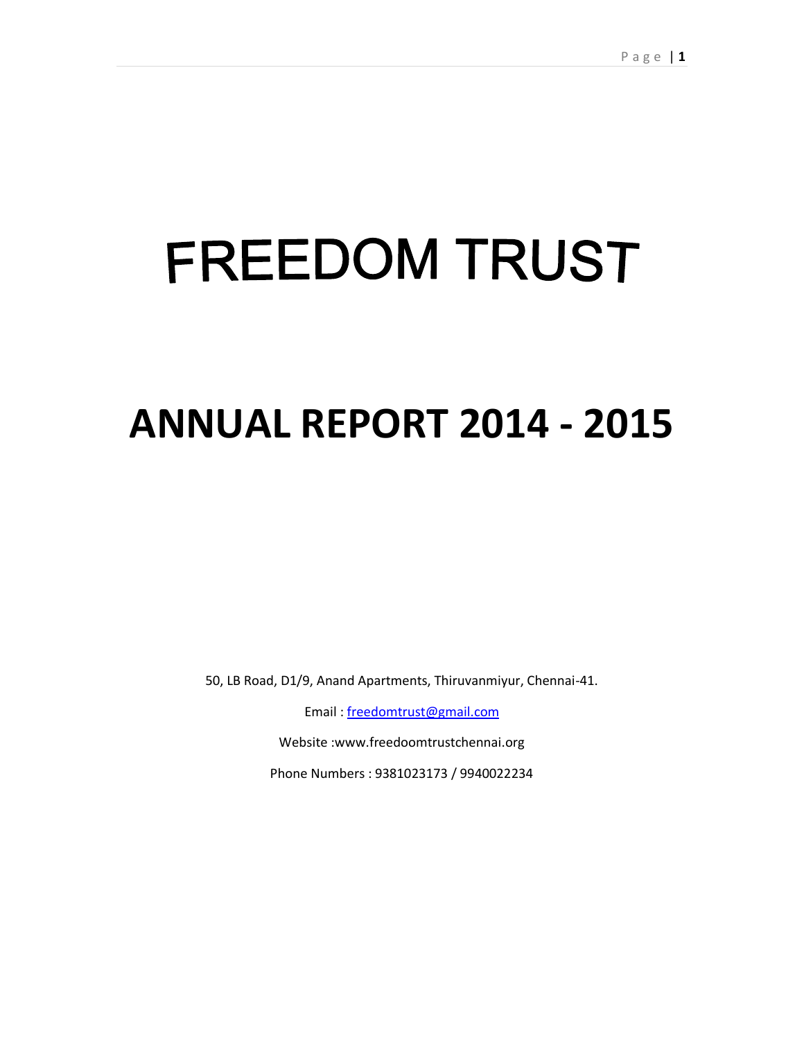# FREEDOM TRUST

# ANNUAL REPORT 2014 - 2015

50, LB Road, D1/9, Anand Apartments, Thiruvanmiyur, Chennai-41.

Email : freedomtrust@gmail.com

Website :www.freedoomtrustchennai.org

Phone Numbers : 9381023173 / 9940022234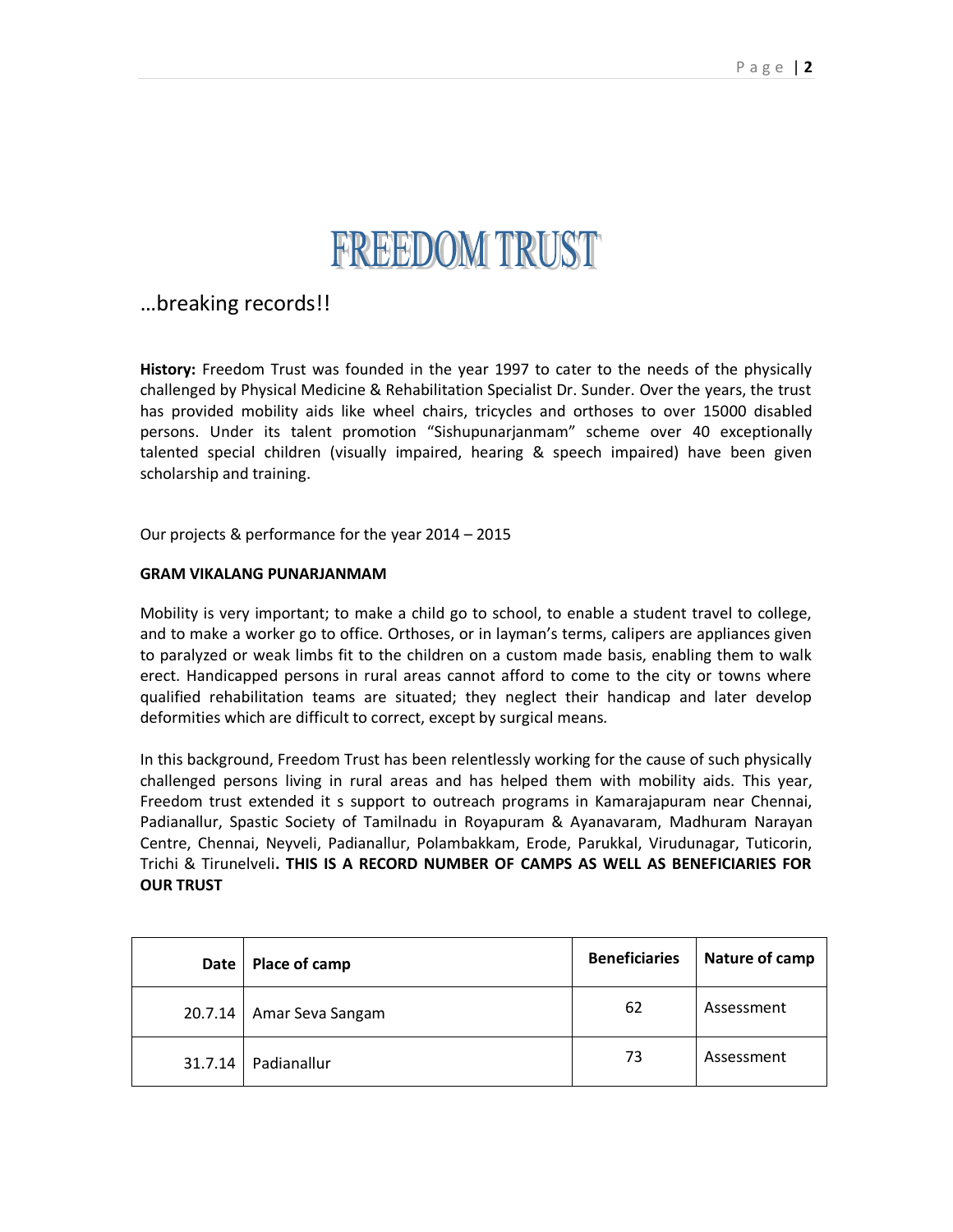# FREEDOM TRUST

…breaking records!!

**History:** Freedom Trust was founded in the year 1997 to cater to the needs of the physically challenged by Physical Medicine & Rehabilitation Specialist Dr. Sunder. Over the years, the trust has provided mobility aids like wheel chairs, tricycles and orthoses to over 15000 disabled persons. Under its talent promotion "Sishupunarjanmam" scheme over 40 exceptionally talented special children (visually impaired, hearing & speech impaired) have been given scholarship and training.

Our projects & performance for the year 2014 – 2015

**GRAM VIKALANG PUNARJANMAM**

Mobility is very important; to make a child go to school, to enable a student travel to college, and to make a worker go to office. Orthoses, or in layman's terms, calipers are appliances given to paralyzed or weak limbs fit to the children on a custom made basis, enabling them to walk erect. Handicapped persons in rural areas cannot afford to come to the city or towns where qualified rehabilitation teams are situated; they neglect their handicap and later develop deformities which are difficult to correct, except by surgical means.

In this background, Freedom Trust has been relentlessly working for the cause of such physically challenged persons living in rural areas and has helped them with mobility aids. This year, Freedom trust extended it s support to outreach programs in Kamarajapuram near Chennai, Padianallur, Spastic Society of Tamilnadu in Royapuram & Ayanavaram, Madhuram Narayan Centre, Chennai, Neyveli, Padianallur, Polambakkam, Erode, Parukkal, Virudunagar, Tuticorin, Trichi & Tirunelveli**. THIS IS A RECORD NUMBER OF CAMPS AS WELL AS BENEFICIARIES FOR OUR TRUST**

| Date | Place of camp | Beneficiaries | Nature of camp |
|---|---|---|---|
| 20.7.14 | Amar Seva Sangam | 62 | Assessment |
| 31.7.14 | Padianallur | 73 | Assessment |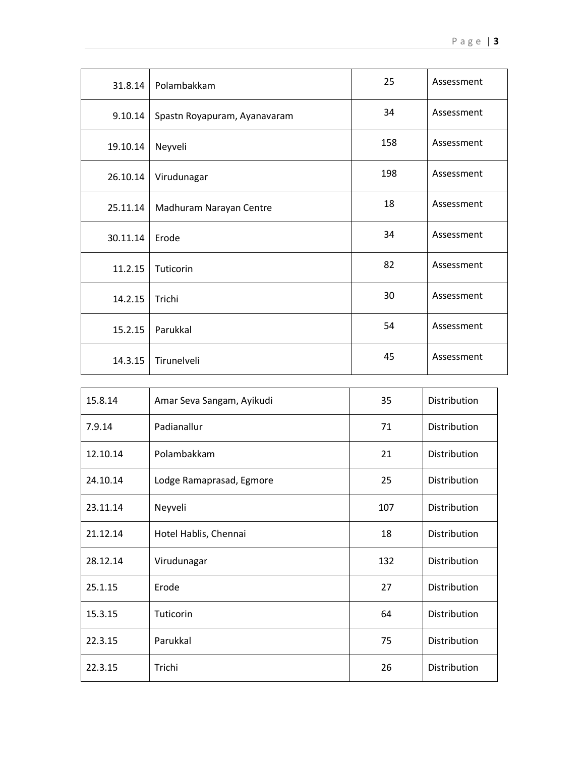| | | | |
|---|---|---|---|
| 31.8.14 | Polambakkam | 25 | Assessment |
| 9.10.14 | Spastn Royapuram, Ayanavaram | 34 | Assessment |
| 19.10.14 | Neyveli | 158 | Assessment |
| 26.10.14 | Virudunagar | 198 | Assessment |
| 25.11.14 | Madhuram Narayan Centre | 18 | Assessment |
| 30.11.14 | Erode | 34 | Assessment |
| 11.2.15 | Tuticorin | 82 | Assessment |
| 14.2.15 | Trichi | 30 | Assessment |
| 15.2.15 | Parukkal | 54 | Assessment |
| 14.3.15 | Tirunelveli | 45 | Assessment |

| | | | |
|---|---|---|---|
| 15.8.14 | Amar Seva Sangam, Ayikudi | 35 | Distribution |
| 7.9.14 | Padianallur | 71 | Distribution |
| 12.10.14 | Polambakkam | 21 | Distribution |
| 24.10.14 | Lodge Ramaprasad, Egmore | 25 | Distribution |
| 23.11.14 | Neyveli | 107 | Distribution |
| 21.12.14 | Hotel Hablis, Chennai | 18 | Distribution |
| 28.12.14 | Virudunagar | 132 | Distribution |
| 25.1.15 | Erode | 27 | Distribution |
| 15.3.15 | Tuticorin | 64 | Distribution |
| 22.3.15 | Parukkal | 75 | Distribution |
| 22.3.15 | Trichi | 26 | Distribution |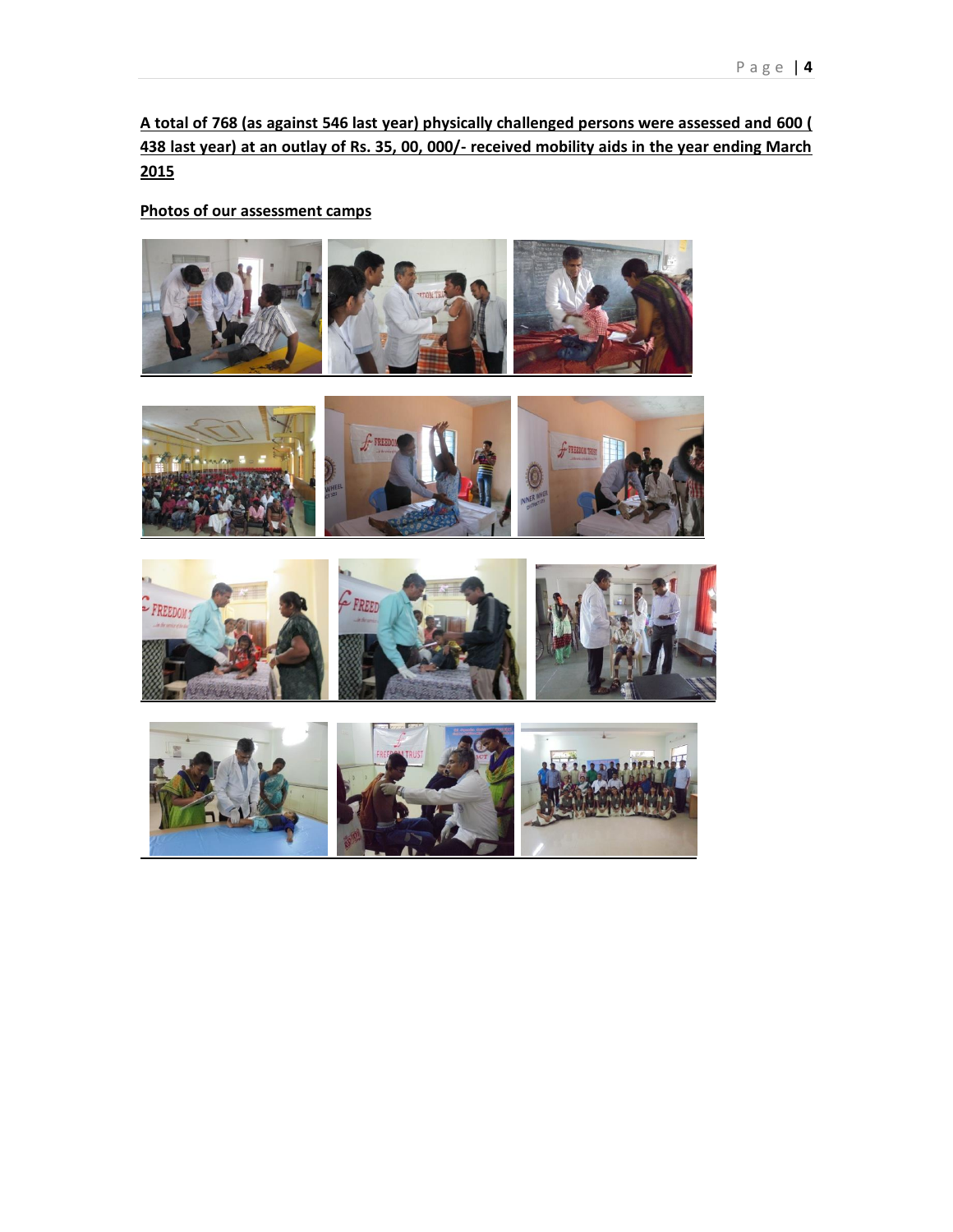**A total of 768 (as against 546 last year) physically challenged persons were assessed and 600 ( 438 last year) at an outlay of Rs. 35, 00, 000/- received mobility aids in the year ending March 2015**

**Photos of our assessment camps**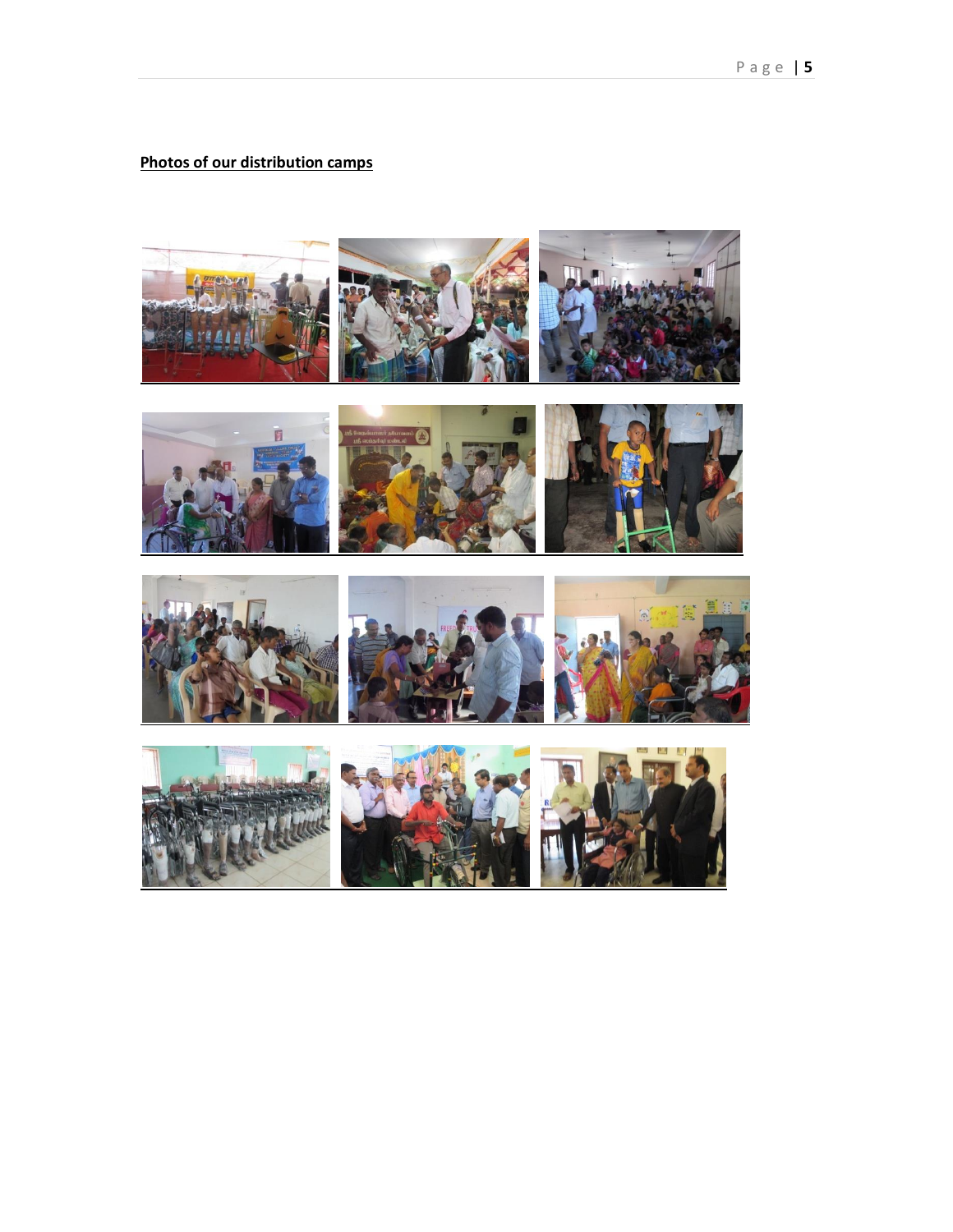**Photos of our distribution camps**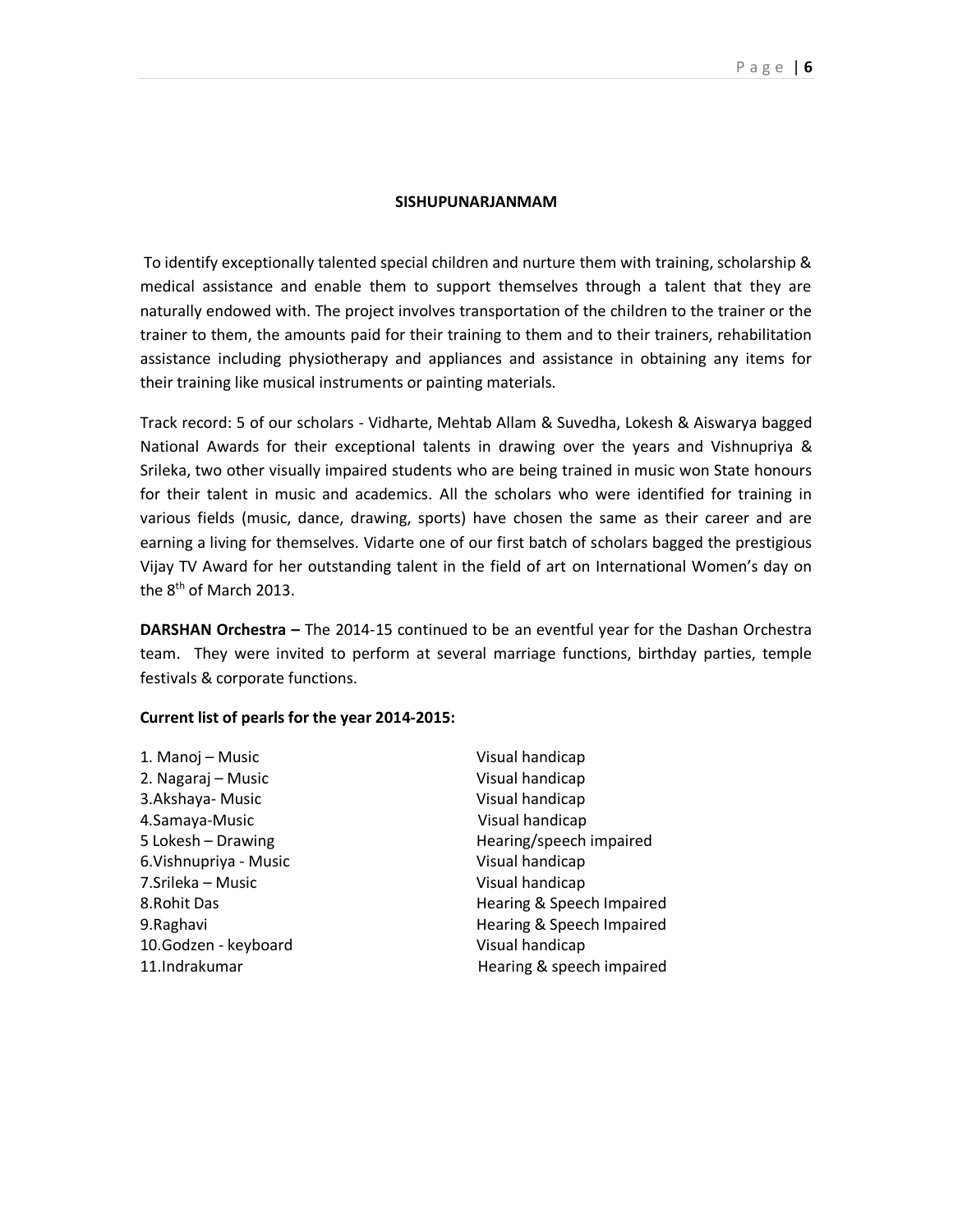**SISHUPUNARJANMAM**

To identify exceptionally talented special children and nurture them with training, scholarship & medical assistance and enable them to support themselves through a talent that they are naturally endowed with. The project involves transportation of the children to the trainer or the trainer to them, the amounts paid for their training to them and to their trainers, rehabilitation assistance including physiotherapy and appliances and assistance in obtaining any items for their training like musical instruments or painting materials.

Track record: 5 of our scholars - Vidharte, Mehtab Allam & Suvedha, Lokesh & Aiswarya bagged National Awards for their exceptional talents in drawing over the years and Vishnupriya & Srileka, two other visually impaired students who are being trained in music won State honours for their talent in music and academics. All the scholars who were identified for training in various fields (music, dance, drawing, sports) have chosen the same as their career and are earning a living for themselves. Vidarte one of our first batch of scholars bagged the prestigious Vijay TV Award for her outstanding talent in the field of art on International Women's day on the 8th of March 2013.

**DARSHAN Orchestra –** The 2014-15 continued to be an eventful year for the Dashan Orchestra team. They were invited to perform at several marriage functions, birthday parties, temple festivals & corporate functions.

**Current list of pearls for the year 2014-2015:**

| | |
|---|---|
| 1. Manoj – Music | Visual handicap |
| 2. Nagaraj – Music | Visual handicap |
| 3.Akshaya- Music | Visual handicap |
| 4.Samaya-Music | Visual handicap |
| 5 Lokesh – Drawing | Hearing/speech impaired |
| 6.Vishnupriya - Music | Visual handicap |
| 7.Srileka – Music | Visual handicap |
| 8.Rohit Das | Hearing & Speech Impaired |
| 9.Raghavi | Hearing & Speech Impaired |
| 10.Godzen - keyboard | Visual handicap |
| 11.Indrakumar | Hearing & speech impaired |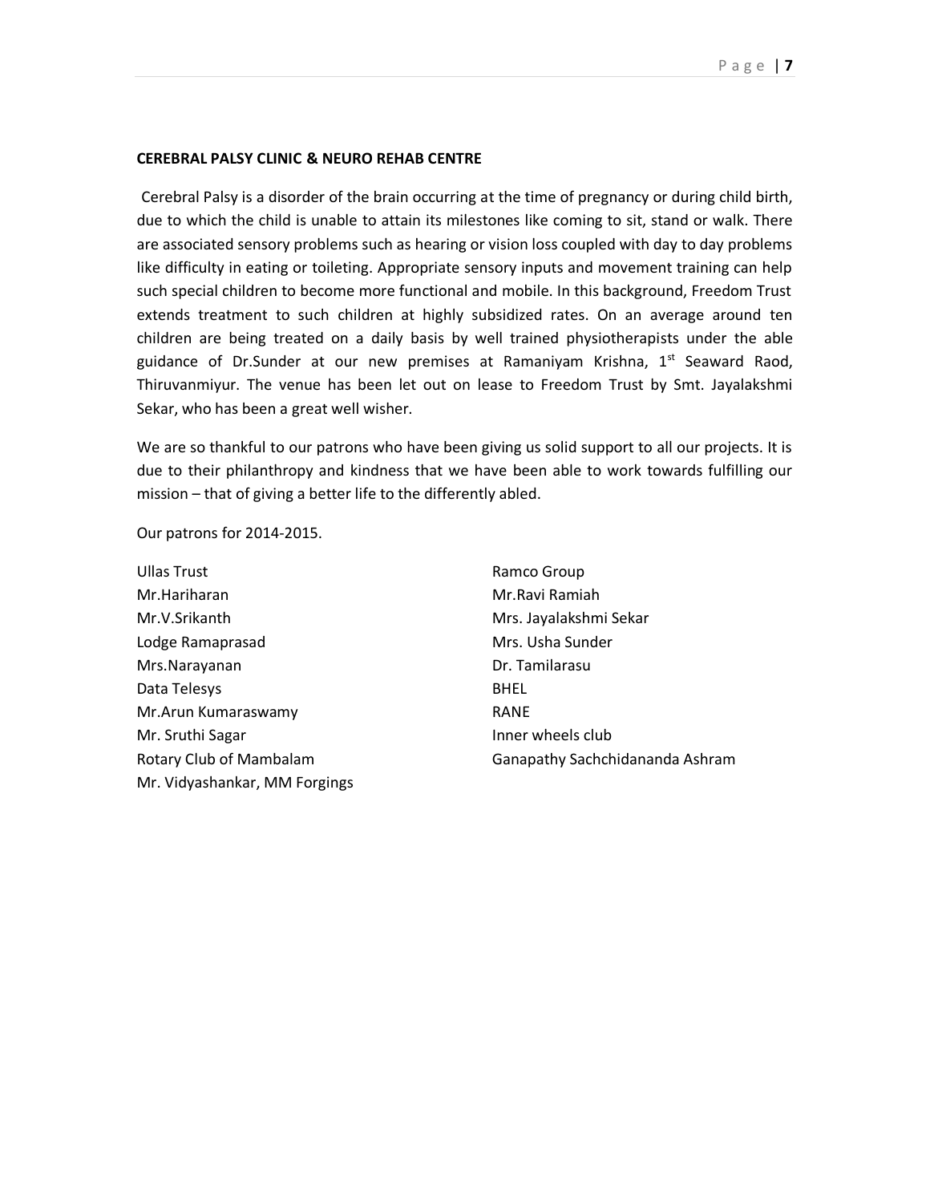**CEREBRAL PALSY CLINIC & NEURO REHAB CENTRE**

Cerebral Palsy is a disorder of the brain occurring at the time of pregnancy or during child birth, due to which the child is unable to attain its milestones like coming to sit, stand or walk. There are associated sensory problems such as hearing or vision loss coupled with day to day problems like difficulty in eating or toileting. Appropriate sensory inputs and movement training can help such special children to become more functional and mobile. In this background, Freedom Trust extends treatment to such children at highly subsidized rates. On an average around ten children are being treated on a daily basis by well trained physiotherapists under the able guidance of Dr.Sunder at our new premises at Ramaniyam Krishna, 1st Seaward Raod, Thiruvanmiyur. The venue has been let out on lease to Freedom Trust by Smt. Jayalakshmi Sekar, who has been a great well wisher.

We are so thankful to our patrons who have been giving us solid support to all our projects. It is due to their philanthropy and kindness that we have been able to work towards fulfilling our mission – that of giving a better life to the differently abled.

Our patrons for 2014-2015.

Ullas Trust
Mr.Hariharan
Mr.V.Srikanth
Lodge Ramaprasad
Mrs.Narayanan
Data Telesys
Mr.Arun Kumaraswamy
Mr. Sruthi Sagar
Rotary Club of Mambalam
Mr. Vidyashankar, MM Forgings
Ramco Group
Mr.Ravi Ramiah
Mrs. Jayalakshmi Sekar
Mrs. Usha Sunder
Dr. Tamilarasu
BHEL
RANE
Inner wheels club
Ganapathy Sachchidananda Ashram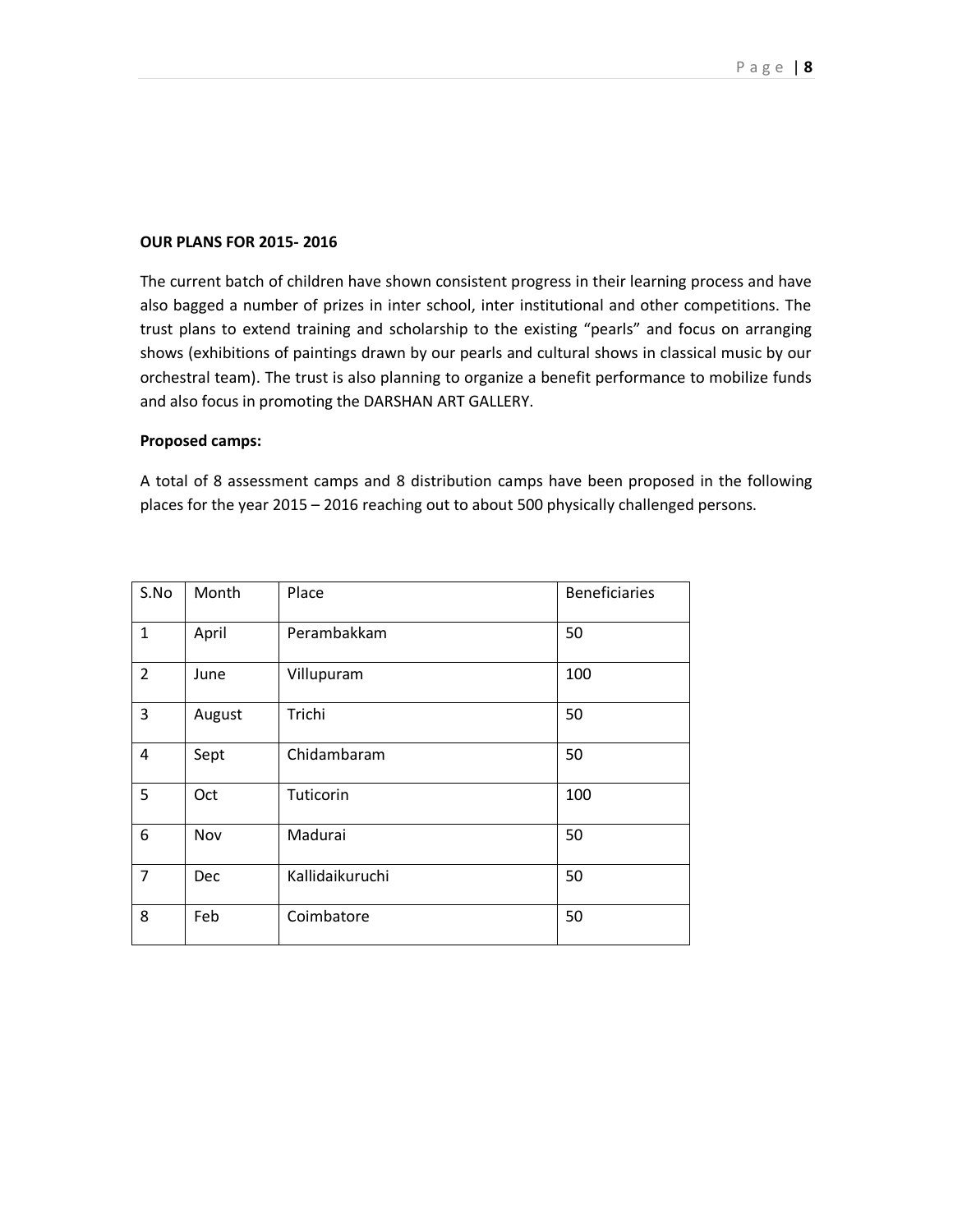**OUR PLANS FOR 2015- 2016**

The current batch of children have shown consistent progress in their learning process and have also bagged a number of prizes in inter school, inter institutional and other competitions. The trust plans to extend training and scholarship to the existing "pearls" and focus on arranging shows (exhibitions of paintings drawn by our pearls and cultural shows in classical music by our orchestral team). The trust is also planning to organize a benefit performance to mobilize funds and also focus in promoting the DARSHAN ART GALLERY.

**Proposed camps:**

A total of 8 assessment camps and 8 distribution camps have been proposed in the following places for the year 2015 – 2016 reaching out to about 500 physically challenged persons.

| S.No | Month | Place | Beneficiaries |
|---|---|---|---|
| 1 | April | Perambakkam | 50 |
| 2 | June | Villupuram | 100 |
| 3 | August | Trichi | 50 |
| 4 | Sept | Chidambaram | 50 |
| 5 | Oct | Tuticorin | 100 |
| 6 | Nov | Madurai | 50 |
| 7 | Dec | Kallidaikuruchi | 50 |
| 8 | Feb | Coimbatore | 50 |